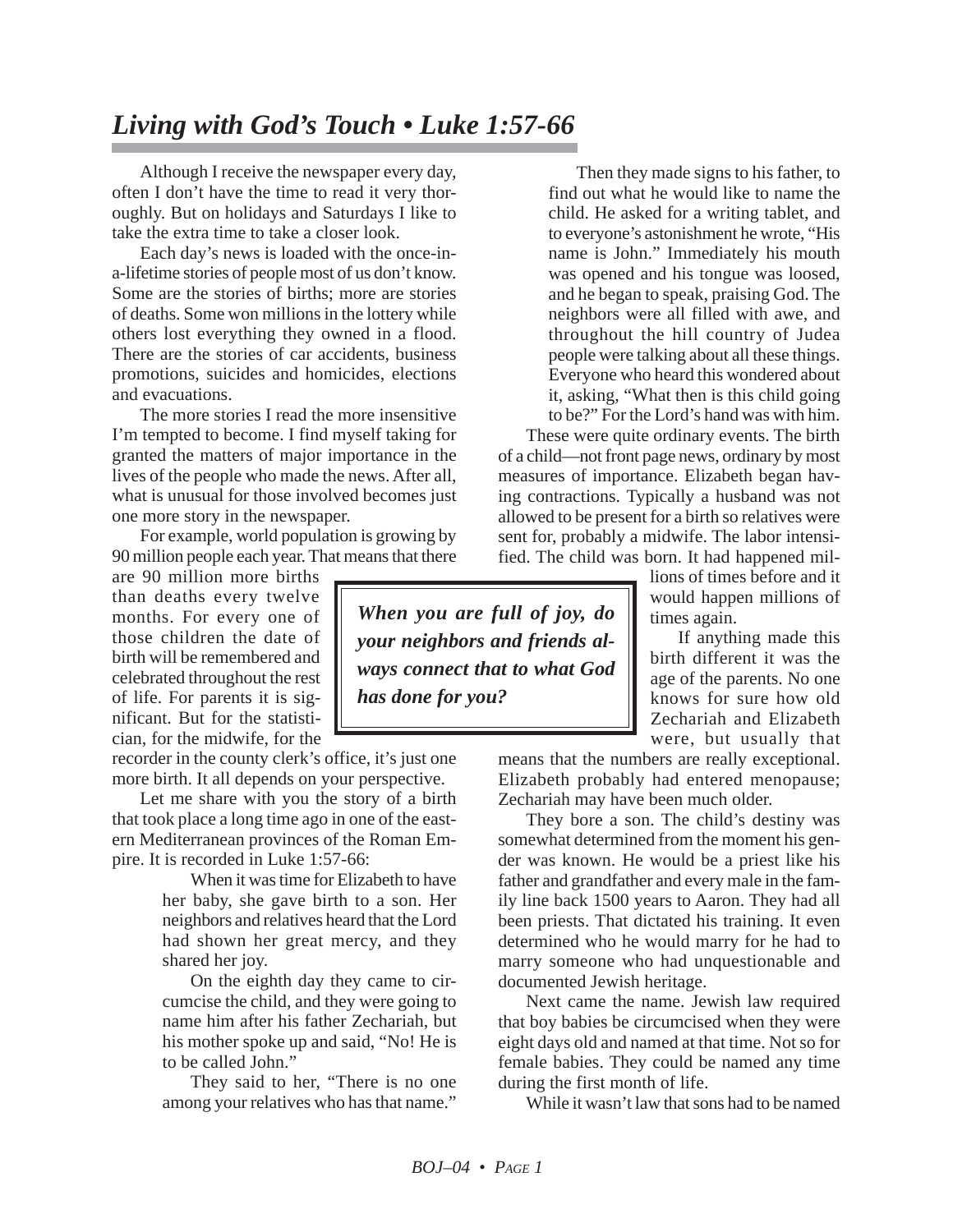# *Living with God's Touch • Luke 1:57-66*

Although I receive the newspaper every day, often I don't have the time to read it very thoroughly. But on holidays and Saturdays I like to take the extra time to take a closer look.

Each day's news is loaded with the once-in-a-lifetime stories of people most of us don't know. Some are the stories of births; more are stories of deaths. Some won millions in the lottery while others lost everything they owned in a flood. There are the stories of car accidents, business promotions, suicides and homicides, elections and evacuations.

The more stories I read the more insensitive I'm tempted to become. I find myself taking for granted the matters of major importance in the lives of the people who made the news. After all, what is unusual for those involved becomes just one more story in the newspaper.

For example, world population is growing by 90 million people each year. That means that there are 90 million more births than deaths every twelve months. For every one of those children the date of birth will be remembered and celebrated throughout the rest of life. For parents it is significant. But for the statistician, for the midwife, for the recorder in the county clerk's office, it's just one more birth. It all depends on your perspective.

> ***When you are full of joy, do your neighbors and friends always connect that to what God has done for you?***

Let me share with you the story of a birth that took place a long time ago in one of the eastern Mediterranean provinces of the Roman Empire. It is recorded in Luke 1:57-66:

> When it was time for Elizabeth to have her baby, she gave birth to a son. Her neighbors and relatives heard that the Lord had shown her great mercy, and they shared her joy.
>
> On the eighth day they came to circumcise the child, and they were going to name him after his father Zechariah, but his mother spoke up and said, "No! He is to be called John."
>
> They said to her, "There is no one among your relatives who has that name."
>
> Then they made signs to his father, to find out what he would like to name the child. He asked for a writing tablet, and to everyone's astonishment he wrote, "His name is John." Immediately his mouth was opened and his tongue was loosed, and he began to speak, praising God. The neighbors were all filled with awe, and throughout the hill country of Judea people were talking about all these things. Everyone who heard this wondered about it, asking, "What then is this child going to be?" For the Lord's hand was with him.

These were quite ordinary events. The birth of a child—not front page news, ordinary by most measures of importance. Elizabeth began having contractions. Typically a husband was not allowed to be present for a birth so relatives were sent for, probably a midwife. The labor intensified. The child was born. It had happened millions of times before and it would happen millions of times again.

If anything made this birth different it was the age of the parents. No one knows for sure how old Zechariah and Elizabeth were, but usually that means that the numbers are really exceptional. Elizabeth probably had entered menopause; Zechariah may have been much older.

They bore a son. The child's destiny was somewhat determined from the moment his gender was known. He would be a priest like his father and grandfather and every male in the family line back 1500 years to Aaron. They had all been priests. That dictated his training. It even determined who he would marry for he had to marry someone who had unquestionable and documented Jewish heritage.

Next came the name. Jewish law required that boy babies be circumcised when they were eight days old and named at that time. Not so for female babies. They could be named any time during the first month of life.

While it wasn't law that sons had to be named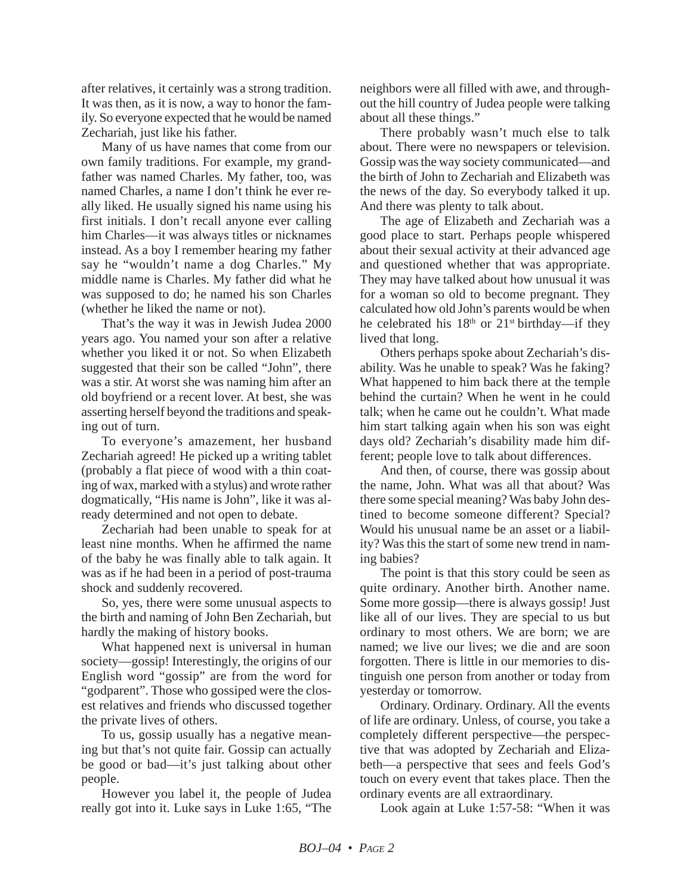after relatives, it certainly was a strong tradition. It was then, as it is now, a way to honor the family. So everyone expected that he would be named Zechariah, just like his father.

Many of us have names that come from our own family traditions. For example, my grandfather was named Charles. My father, too, was named Charles, a name I don't think he ever really liked. He usually signed his name using his first initials. I don't recall anyone ever calling him Charles—it was always titles or nicknames instead. As a boy I remember hearing my father say he "wouldn't name a dog Charles." My middle name is Charles. My father did what he was supposed to do; he named his son Charles (whether he liked the name or not).

That's the way it was in Jewish Judea 2000 years ago. You named your son after a relative whether you liked it or not. So when Elizabeth suggested that their son be called "John", there was a stir. At worst she was naming him after an old boyfriend or a recent lover. At best, she was asserting herself beyond the traditions and speaking out of turn.

To everyone's amazement, her husband Zechariah agreed! He picked up a writing tablet (probably a flat piece of wood with a thin coating of wax, marked with a stylus) and wrote rather dogmatically, "His name is John", like it was already determined and not open to debate.

Zechariah had been unable to speak for at least nine months. When he affirmed the name of the baby he was finally able to talk again. It was as if he had been in a period of post-trauma shock and suddenly recovered.

So, yes, there were some unusual aspects to the birth and naming of John Ben Zechariah, but hardly the making of history books.

What happened next is universal in human society—gossip! Interestingly, the origins of our English word "gossip" are from the word for "godparent". Those who gossiped were the closest relatives and friends who discussed together the private lives of others.

To us, gossip usually has a negative meaning but that's not quite fair. Gossip can actually be good or bad—it's just talking about other people.

However you label it, the people of Judea really got into it. Luke says in Luke 1:65, "The neighbors were all filled with awe, and throughout the hill country of Judea people were talking about all these things."

There probably wasn't much else to talk about. There were no newspapers or television. Gossip was the way society communicated—and the birth of John to Zechariah and Elizabeth was the news of the day. So everybody talked it up. And there was plenty to talk about.

The age of Elizabeth and Zechariah was a good place to start. Perhaps people whispered about their sexual activity at their advanced age and questioned whether that was appropriate. They may have talked about how unusual it was for a woman so old to become pregnant. They calculated how old John's parents would be when he celebrated his 18th or 21st birthday—if they lived that long.

Others perhaps spoke about Zechariah's disability. Was he unable to speak? Was he faking? What happened to him back there at the temple behind the curtain? When he went in he could talk; when he came out he couldn't. What made him start talking again when his son was eight days old? Zechariah's disability made him different; people love to talk about differences.

And then, of course, there was gossip about the name, John. What was all that about? Was there some special meaning? Was baby John destined to become someone different? Special? Would his unusual name be an asset or a liability? Was this the start of some new trend in naming babies?

The point is that this story could be seen as quite ordinary. Another birth. Another name. Some more gossip—there is always gossip! Just like all of our lives. They are special to us but ordinary to most others. We are born; we are named; we live our lives; we die and are soon forgotten. There is little in our memories to distinguish one person from another or today from yesterday or tomorrow.

Ordinary. Ordinary. Ordinary. All the events of life are ordinary. Unless, of course, you take a completely different perspective—the perspective that was adopted by Zechariah and Elizabeth—a perspective that sees and feels God's touch on every event that takes place. Then the ordinary events are all extraordinary.

Look again at Luke 1:57-58: "When it was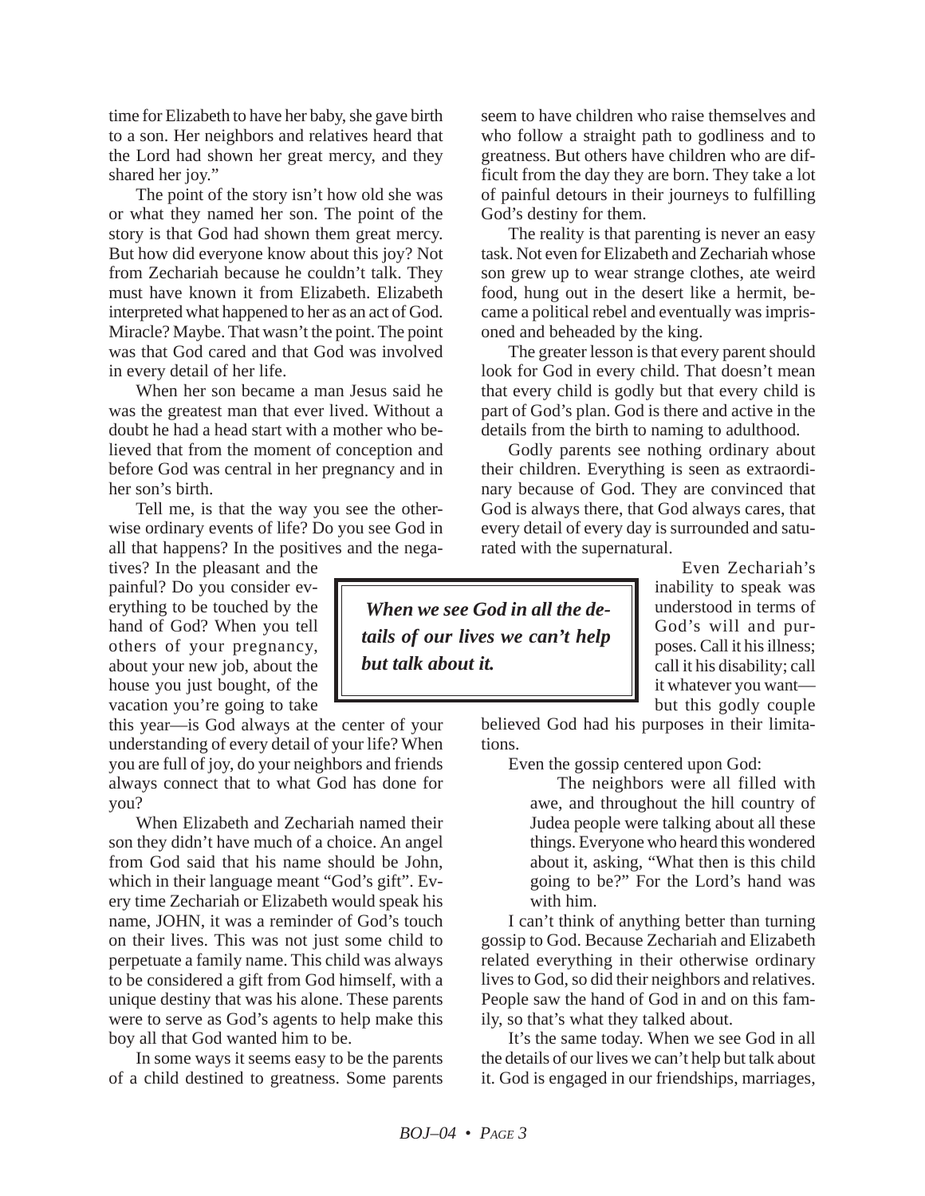time for Elizabeth to have her baby, she gave birth to a son. Her neighbors and relatives heard that the Lord had shown her great mercy, and they shared her joy."

The point of the story isn't how old she was or what they named her son. The point of the story is that God had shown them great mercy. But how did everyone know about this joy? Not from Zechariah because he couldn't talk. They must have known it from Elizabeth. Elizabeth interpreted what happened to her as an act of God. Miracle? Maybe. That wasn't the point. The point was that God cared and that God was involved in every detail of her life.

When her son became a man Jesus said he was the greatest man that ever lived. Without a doubt he had a head start with a mother who believed that from the moment of conception and before God was central in her pregnancy and in her son's birth.

Tell me, is that the way you see the otherwise ordinary events of life? Do you see God in all that happens? In the positives and the negatives? In the pleasant and the painful? Do you consider everything to be touched by the hand of God? When you tell others of your pregnancy, about your new job, about the house you just bought, of the vacation you're going to take this year—is God always at the center of your understanding of every detail of your life? When you are full of joy, do your neighbors and friends always connect that to what God has done for you?

When Elizabeth and Zechariah named their son they didn't have much of a choice. An angel from God said that his name should be John, which in their language meant "God's gift". Every time Zechariah or Elizabeth would speak his name, JOHN, it was a reminder of God's touch on their lives. This was not just some child to perpetuate a family name. This child was always to be considered a gift from God himself, with a unique destiny that was his alone. These parents were to serve as God's agents to help make this boy all that God wanted him to be.

In some ways it seems easy to be the parents of a child destined to greatness. Some parents seem to have children who raise themselves and who follow a straight path to godliness and to greatness. But others have children who are difficult from the day they are born. They take a lot of painful detours in their journeys to fulfilling God's destiny for them.

The reality is that parenting is never an easy task. Not even for Elizabeth and Zechariah whose son grew up to wear strange clothes, ate weird food, hung out in the desert like a hermit, became a political rebel and eventually was imprisoned and beheaded by the king.

The greater lesson is that every parent should look for God in every child. That doesn't mean that every child is godly but that every child is part of God's plan. God is there and active in the details from the birth to naming to adulthood.

Godly parents see nothing ordinary about their children. Everything is seen as extraordinary because of God. They are convinced that God is always there, that God always cares, that every detail of every day is surrounded and saturated with the supernatural.

> ***When we see God in all the details of our lives we can't help but talk about it.***

Even Zechariah's inability to speak was understood in terms of God's will and purposes. Call it his illness; call it his disability; call it whatever you want—but this godly couple believed God had his purposes in their limitations.

Even the gossip centered upon God:

> The neighbors were all filled with awe, and throughout the hill country of Judea people were talking about all these things. Everyone who heard this wondered about it, asking, "What then is this child going to be?" For the Lord's hand was with him.

I can't think of anything better than turning gossip to God. Because Zechariah and Elizabeth related everything in their otherwise ordinary lives to God, so did their neighbors and relatives. People saw the hand of God in and on this family, so that's what they talked about.

It's the same today. When we see God in all the details of our lives we can't help but talk about it. God is engaged in our friendships, marriages,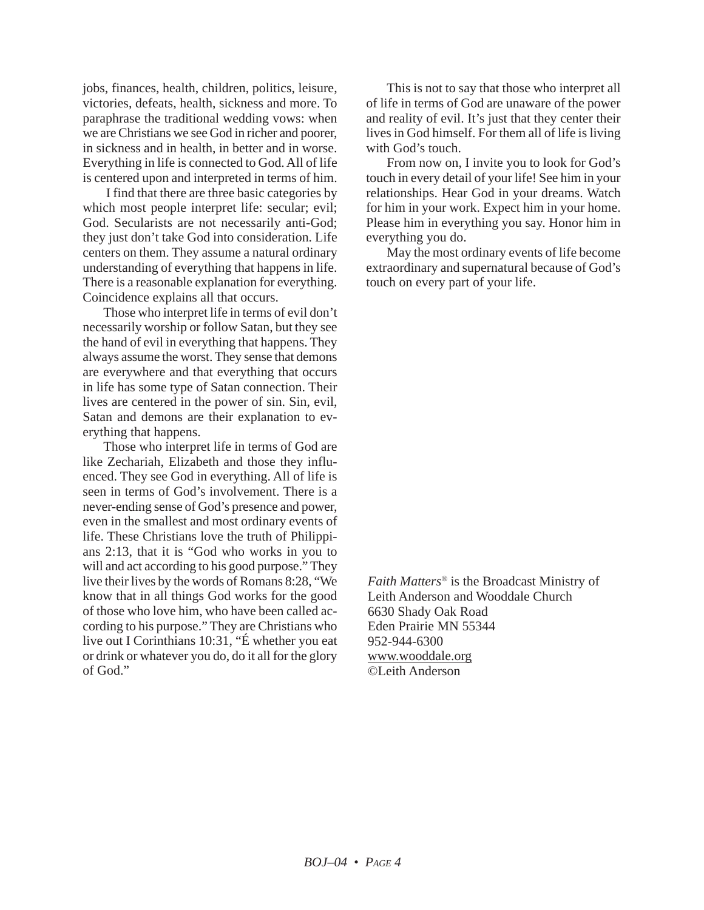jobs, finances, health, children, politics, leisure, victories, defeats, health, sickness and more. To paraphrase the traditional wedding vows: when we are Christians we see God in richer and poorer, in sickness and in health, in better and in worse. Everything in life is connected to God. All of life is centered upon and interpreted in terms of him.

I find that there are three basic categories by which most people interpret life: secular; evil; God. Secularists are not necessarily anti-God; they just don't take God into consideration. Life centers on them. They assume a natural ordinary understanding of everything that happens in life. There is a reasonable explanation for everything. Coincidence explains all that occurs.

Those who interpret life in terms of evil don't necessarily worship or follow Satan, but they see the hand of evil in everything that happens. They always assume the worst. They sense that demons are everywhere and that everything that occurs in life has some type of Satan connection. Their lives are centered in the power of sin. Sin, evil, Satan and demons are their explanation to everything that happens.

Those who interpret life in terms of God are like Zechariah, Elizabeth and those they influenced. They see God in everything. All of life is seen in terms of God's involvement. There is a never-ending sense of God's presence and power, even in the smallest and most ordinary events of life. These Christians love the truth of Philippians 2:13, that it is "God who works in you to will and act according to his good purpose." They live their lives by the words of Romans 8:28, "We know that in all things God works for the good of those who love him, who have been called according to his purpose." They are Christians who live out I Corinthians 10:31, "É whether you eat or drink or whatever you do, do it all for the glory of God."

This is not to say that those who interpret all of life in terms of God are unaware of the power and reality of evil. It's just that they center their lives in God himself. For them all of life is living with God's touch.

From now on, I invite you to look for God's touch in every detail of your life! See him in your relationships. Hear God in your dreams. Watch for him in your work. Expect him in your home. Please him in everything you say. Honor him in everything you do.

May the most ordinary events of life become extraordinary and supernatural because of God's touch on every part of your life.

*Faith Matters*® is the Broadcast Ministry of
Leith Anderson and Wooddale Church
6630 Shady Oak Road
Eden Prairie MN 55344
952-944-6300
www.wooddale.org
©Leith Anderson